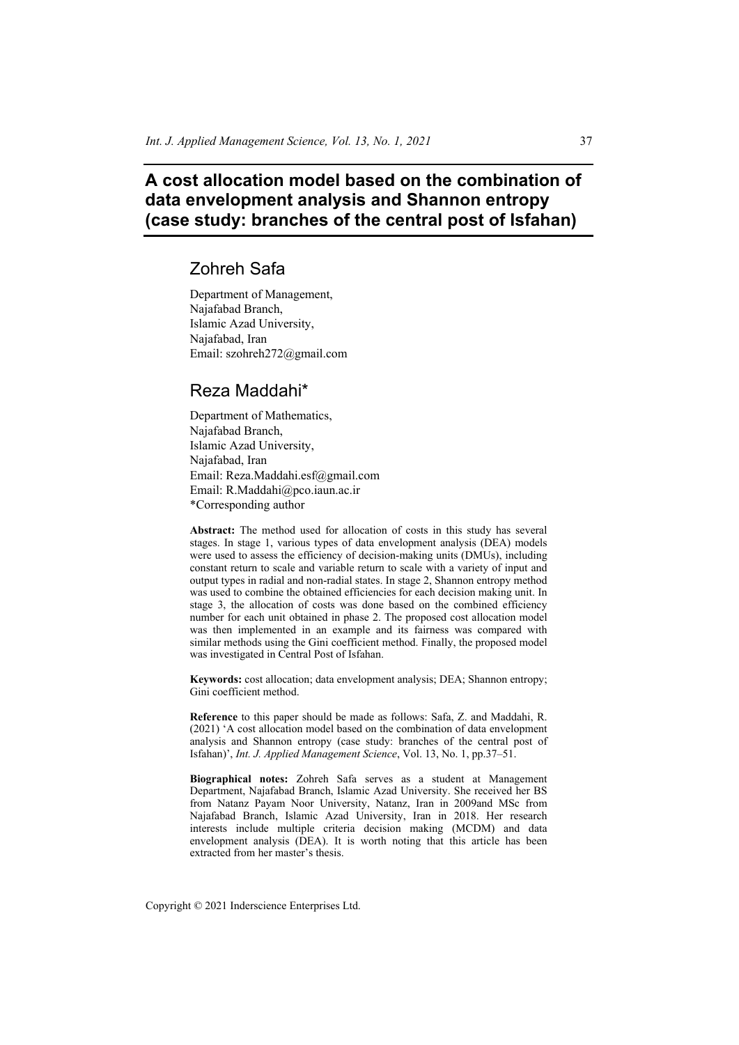# A cost allocation model based on the combination of data envelopment analysis and Shannon entropy (case study: branches of the central post of Isfahan)

## Zohreh Safa

Department of Management,
Najafabad Branch,
Islamic Azad University,
Najafabad, Iran
Email: szohreh272@gmail.com

## Reza Maddahi*

Department of Mathematics,
Najafabad Branch,
Islamic Azad University,
Najafabad, Iran
Email: Reza.Maddahi.esf@gmail.com
Email: R.Maddahi@pco.iaun.ac.ir
*Corresponding author

**Abstract:** The method used for allocation of costs in this study has several stages. In stage 1, various types of data envelopment analysis (DEA) models were used to assess the efficiency of decision-making units (DMUs), including constant return to scale and variable return to scale with a variety of input and output types in radial and non-radial states. In stage 2, Shannon entropy method was used to combine the obtained efficiencies for each decision making unit. In stage 3, the allocation of costs was done based on the combined efficiency number for each unit obtained in phase 2. The proposed cost allocation model was then implemented in an example and its fairness was compared with similar methods using the Gini coefficient method. Finally, the proposed model was investigated in Central Post of Isfahan.

**Keywords:** cost allocation; data envelopment analysis; DEA; Shannon entropy; Gini coefficient method.

**Reference** to this paper should be made as follows: Safa, Z. and Maddahi, R. (2021) 'A cost allocation model based on the combination of data envelopment analysis and Shannon entropy (case study: branches of the central post of Isfahan)', *Int. J. Applied Management Science*, Vol. 13, No. 1, pp.37–51.

**Biographical notes:** Zohreh Safa serves as a student at Management Department, Najafabad Branch, Islamic Azad University. She received her BS from Natanz Payam Noor University, Natanz, Iran in 2009and MSc from Najafabad Branch, Islamic Azad University, Iran in 2018. Her research interests include multiple criteria decision making (MCDM) and data envelopment analysis (DEA). It is worth noting that this article has been extracted from her master's thesis.

Copyright © 2021 Inderscience Enterprises Ltd.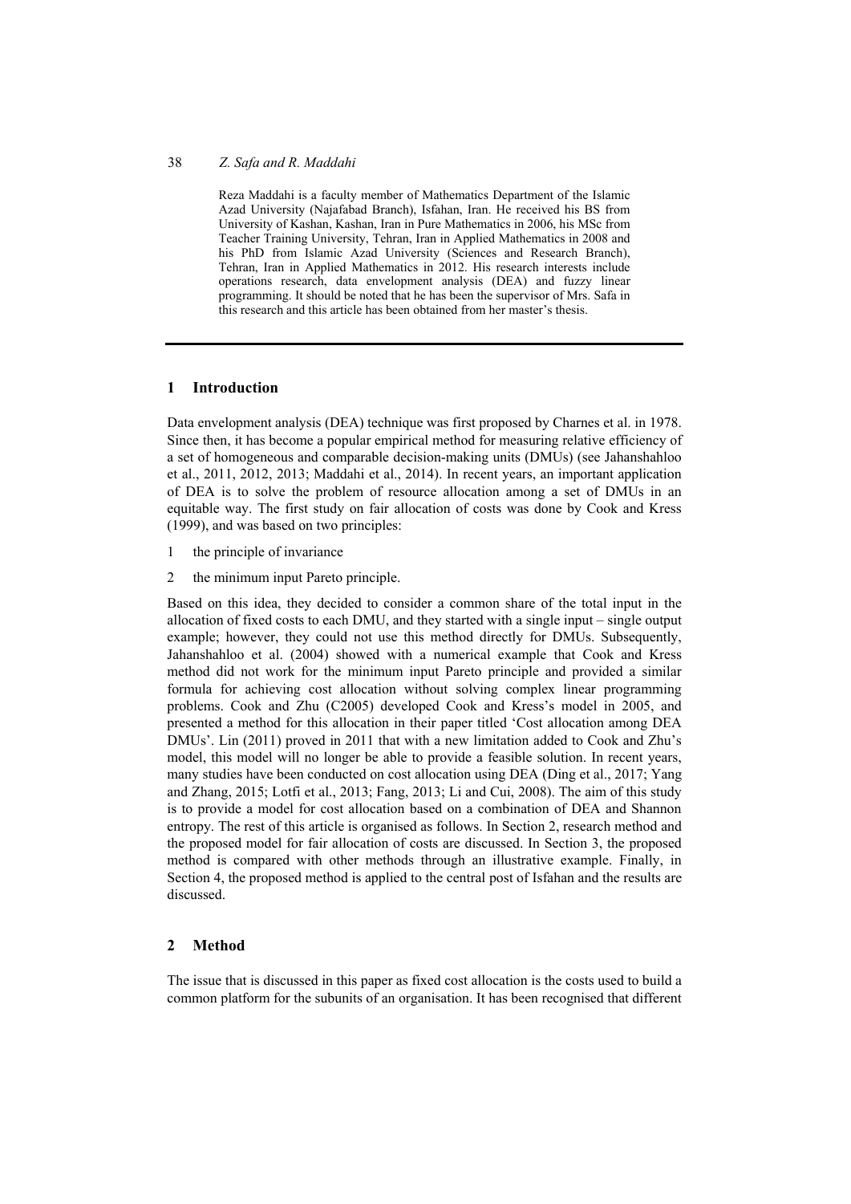Reza Maddahi is a faculty member of Mathematics Department of the Islamic Azad University (Najafabad Branch), Isfahan, Iran. He received his BS from University of Kashan, Kashan, Iran in Pure Mathematics in 2006, his MSc from Teacher Training University, Tehran, Iran in Applied Mathematics in 2008 and his PhD from Islamic Azad University (Sciences and Research Branch), Tehran, Iran in Applied Mathematics in 2012. His research interests include operations research, data envelopment analysis (DEA) and fuzzy linear programming. It should be noted that he has been the supervisor of Mrs. Safa in this research and this article has been obtained from her master's thesis.

## 1 Introduction

Data envelopment analysis (DEA) technique was first proposed by Charnes et al. in 1978. Since then, it has become a popular empirical method for measuring relative efficiency of a set of homogeneous and comparable decision-making units (DMUs) (see Jahanshahloo et al., 2011, 2012, 2013; Maddahi et al., 2014). In recent years, an important application of DEA is to solve the problem of resource allocation among a set of DMUs in an equitable way. The first study on fair allocation of costs was done by Cook and Kress (1999), and was based on two principles:

1. the principle of invariance
2. the minimum input Pareto principle.

Based on this idea, they decided to consider a common share of the total input in the allocation of fixed costs to each DMU, and they started with a single input – single output example; however, they could not use this method directly for DMUs. Subsequently, Jahanshahloo et al. (2004) showed with a numerical example that Cook and Kress method did not work for the minimum input Pareto principle and provided a similar formula for achieving cost allocation without solving complex linear programming problems. Cook and Zhu (C2005) developed Cook and Kress's model in 2005, and presented a method for this allocation in their paper titled 'Cost allocation among DEA DMUs'. Lin (2011) proved in 2011 that with a new limitation added to Cook and Zhu's model, this model will no longer be able to provide a feasible solution. In recent years, many studies have been conducted on cost allocation using DEA (Ding et al., 2017; Yang and Zhang, 2015; Lotfi et al., 2013; Fang, 2013; Li and Cui, 2008). The aim of this study is to provide a model for cost allocation based on a combination of DEA and Shannon entropy. The rest of this article is organised as follows. In Section 2, research method and the proposed model for fair allocation of costs are discussed. In Section 3, the proposed method is compared with other methods through an illustrative example. Finally, in Section 4, the proposed method is applied to the central post of Isfahan and the results are discussed.

## 2 Method

The issue that is discussed in this paper as fixed cost allocation is the costs used to build a common platform for the subunits of an organisation. It has been recognised that different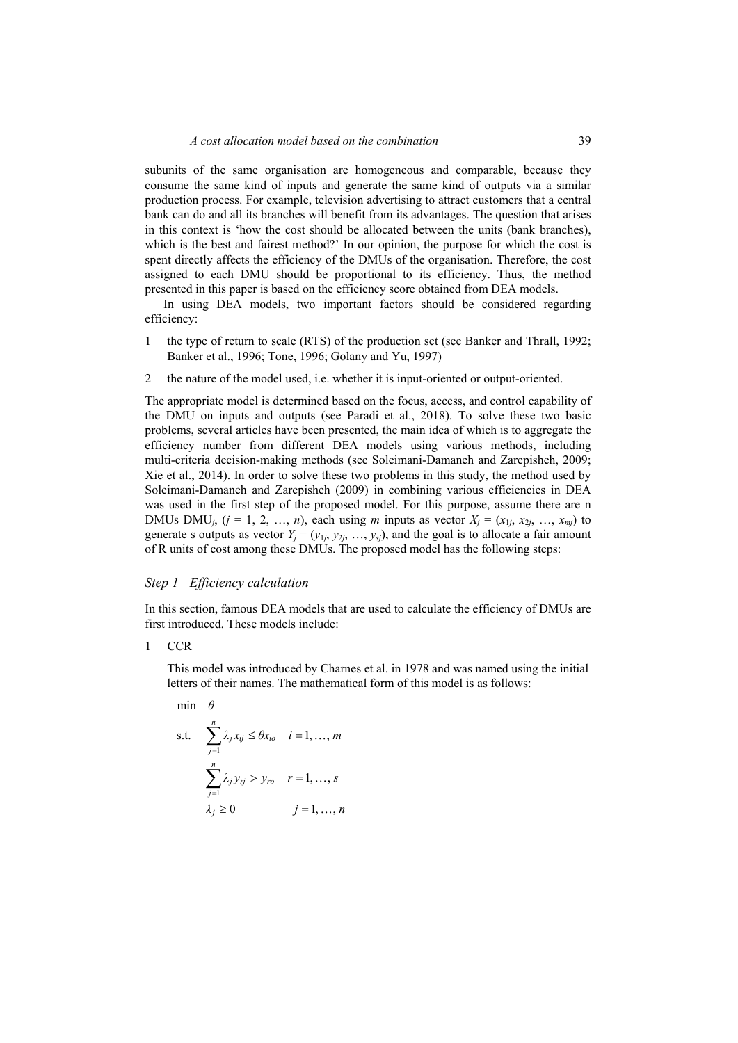subunits of the same organisation are homogeneous and comparable, because they consume the same kind of inputs and generate the same kind of outputs via a similar production process. For example, television advertising to attract customers that a central bank can do and all its branches will benefit from its advantages. The question that arises in this context is 'how the cost should be allocated between the units (bank branches), which is the best and fairest method?' In our opinion, the purpose for which the cost is spent directly affects the efficiency of the DMUs of the organisation. Therefore, the cost assigned to each DMU should be proportional to its efficiency. Thus, the method presented in this paper is based on the efficiency score obtained from DEA models.

In using DEA models, two important factors should be considered regarding efficiency:

1. the type of return to scale (RTS) of the production set (see Banker and Thrall, 1992; Banker et al., 1996; Tone, 1996; Golany and Yu, 1997)
2. the nature of the model used, i.e. whether it is input-oriented or output-oriented.

The appropriate model is determined based on the focus, access, and control capability of the DMU on inputs and outputs (see Paradi et al., 2018). To solve these two basic problems, several articles have been presented, the main idea of which is to aggregate the efficiency number from different DEA models using various methods, including multi-criteria decision-making methods (see Soleimani-Damaneh and Zarepisheh, 2009; Xie et al., 2014). In order to solve these two problems in this study, the method used by Soleimani-Damaneh and Zarepisheh (2009) in combining various efficiencies in DEA was used in the first step of the proposed model. For this purpose, assume there are n DMUs $DMU_j$, ($j = 1, 2, \ldots, n$), each using $m$ inputs as vector $X_j = (x_{1j}, x_{2j}, \ldots, x_{mj})$ to generate s outputs as vector $Y_j = (y_{1j}, y_{2j}, \ldots, y_{sj})$, and the goal is to allocate a fair amount of R units of cost among these DMUs. The proposed model has the following steps:

### *Step 1 Efficiency calculation*

In this section, famous DEA models that are used to calculate the efficiency of DMUs are first introduced. These models include:

1. CCR

   This model was introduced by Charnes et al. in 1978 and was named using the initial letters of their names. The mathematical form of this model is as follows:

$$
\begin{aligned}
\min \quad & \theta \\
\text{s.t.} \quad & \sum_{j=1}^{n} \lambda_j x_{ij} \leq \theta x_{io} \quad i = 1, \ldots, m \\
& \sum_{j=1}^{n} \lambda_j y_{rj} > y_{ro} \quad r = 1, \ldots, s \\
& \lambda_j \geq 0 \qquad\qquad j = 1, \ldots, n
\end{aligned}
$$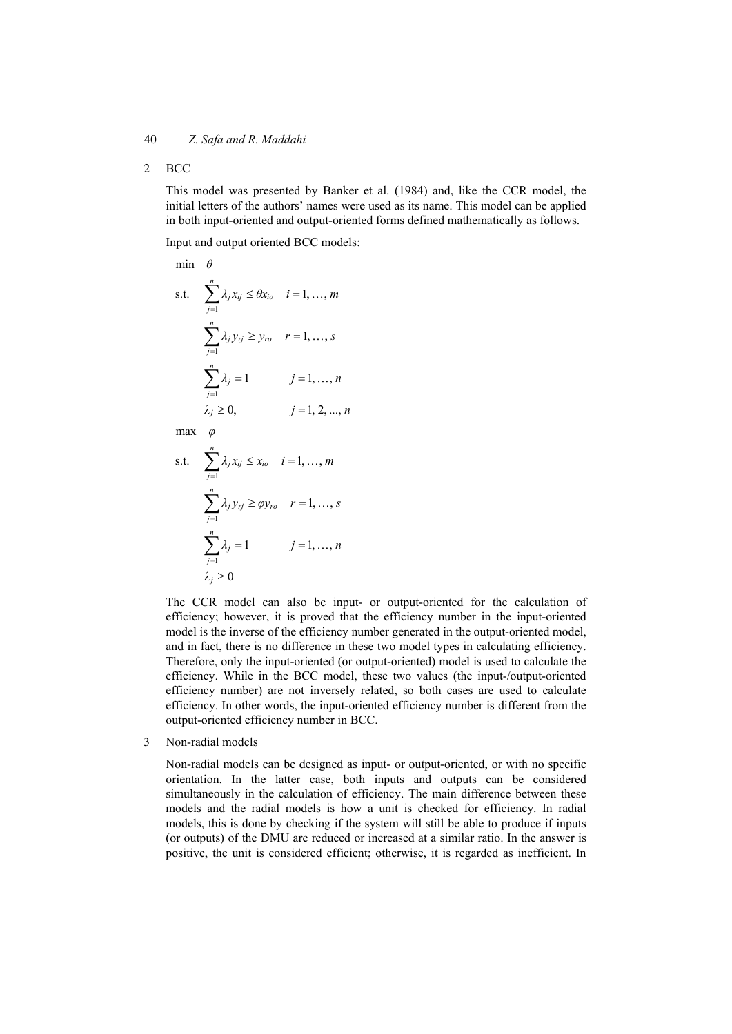2 BCC

This model was presented by Banker et al. (1984) and, like the CCR model, the initial letters of the authors' names were used as its name. This model can be applied in both input-oriented and output-oriented forms defined mathematically as follows.

Input and output oriented BCC models:

$$
\begin{aligned}
\min \quad & \theta \\
\text{s.t.} \quad & \sum_{j=1}^{n} \lambda_j x_{ij} \leq \theta x_{io} \quad i = 1, \ldots, m \\
& \sum_{j=1}^{n} \lambda_j y_{rj} \geq y_{ro} \quad r = 1, \ldots, s \\
& \sum_{j=1}^{n} \lambda_j = 1 \qquad j = 1, \ldots, n \\
& \lambda_j \geq 0, \qquad j = 1, 2, \ldots, n
\end{aligned}
$$

$$
\begin{aligned}
\max \quad & \varphi \\
\text{s.t.} \quad & \sum_{j=1}^{n} \lambda_j x_{ij} \leq x_{io} \quad i = 1, \ldots, m \\
& \sum_{j=1}^{n} \lambda_j y_{rj} \geq \varphi y_{ro} \quad r = 1, \ldots, s \\
& \sum_{j=1}^{n} \lambda_j = 1 \qquad j = 1, \ldots, n \\
& \lambda_j \geq 0
\end{aligned}
$$

The CCR model can also be input- or output-oriented for the calculation of efficiency; however, it is proved that the efficiency number in the input-oriented model is the inverse of the efficiency number generated in the output-oriented model, and in fact, there is no difference in these two model types in calculating efficiency. Therefore, only the input-oriented (or output-oriented) model is used to calculate the efficiency. While in the BCC model, these two values (the input-/output-oriented efficiency number) are not inversely related, so both cases are used to calculate efficiency. In other words, the input-oriented efficiency number is different from the output-oriented efficiency number in BCC.

3 Non-radial models

Non-radial models can be designed as input- or output-oriented, or with no specific orientation. In the latter case, both inputs and outputs can be considered simultaneously in the calculation of efficiency. The main difference between these models and the radial models is how a unit is checked for efficiency. In radial models, this is done by checking if the system will still be able to produce if inputs (or outputs) of the DMU are reduced or increased at a similar ratio. In the answer is positive, the unit is considered efficient; otherwise, it is regarded as inefficient. In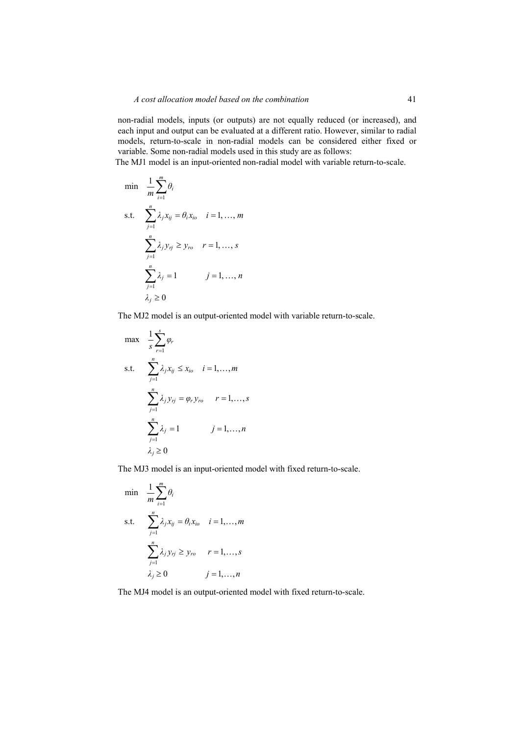non-radial models, inputs (or outputs) are not equally reduced (or increased), and each input and output can be evaluated at a different ratio. However, similar to radial models, return-to-scale in non-radial models can be considered either fixed or variable. Some non-radial models used in this study are as follows:

The MJ1 model is an input-oriented non-radial model with variable return-to-scale.

$$
\begin{aligned}
\min \quad & \frac{1}{m}\sum_{i=1}^{m}\theta_i \\
\text{s.t.} \quad & \sum_{j=1}^{n}\lambda_j x_{ij} = \theta_i x_{io} \quad i = 1, \dots, m \\
& \sum_{j=1}^{n}\lambda_j y_{rj} \geq y_{ro} \quad r = 1, \dots, s \\
& \sum_{j=1}^{n}\lambda_j = 1 \qquad j = 1, \dots, n \\
& \lambda_j \geq 0
\end{aligned}
$$

The MJ2 model is an output-oriented model with variable return-to-scale.

$$
\begin{aligned}
\max \quad & \frac{1}{s}\sum_{r=1}^{s}\varphi_r \\
\text{s.t.} \quad & \sum_{j=1}^{n}\lambda_j x_{ij} \leq x_{io} \quad i = 1, \dots, m \\
& \sum_{j=1}^{n}\lambda_j y_{rj} = \varphi_r y_{ro} \quad r = 1, \dots, s \\
& \sum_{j=1}^{n}\lambda_j = 1 \qquad j = 1, \dots, n \\
& \lambda_j \geq 0
\end{aligned}
$$

The MJ3 model is an input-oriented model with fixed return-to-scale.

$$
\begin{aligned}
\min \quad & \frac{1}{m}\sum_{i=1}^{m}\theta_i \\
\text{s.t.} \quad & \sum_{j=1}^{n}\lambda_j x_{ij} = \theta_i x_{io} \quad i = 1, \dots, m \\
& \sum_{j=1}^{n}\lambda_j y_{rj} \geq y_{ro} \quad r = 1, \dots, s \\
& \lambda_j \geq 0 \qquad j = 1, \dots, n
\end{aligned}
$$

The MJ4 model is an output-oriented model with fixed return-to-scale.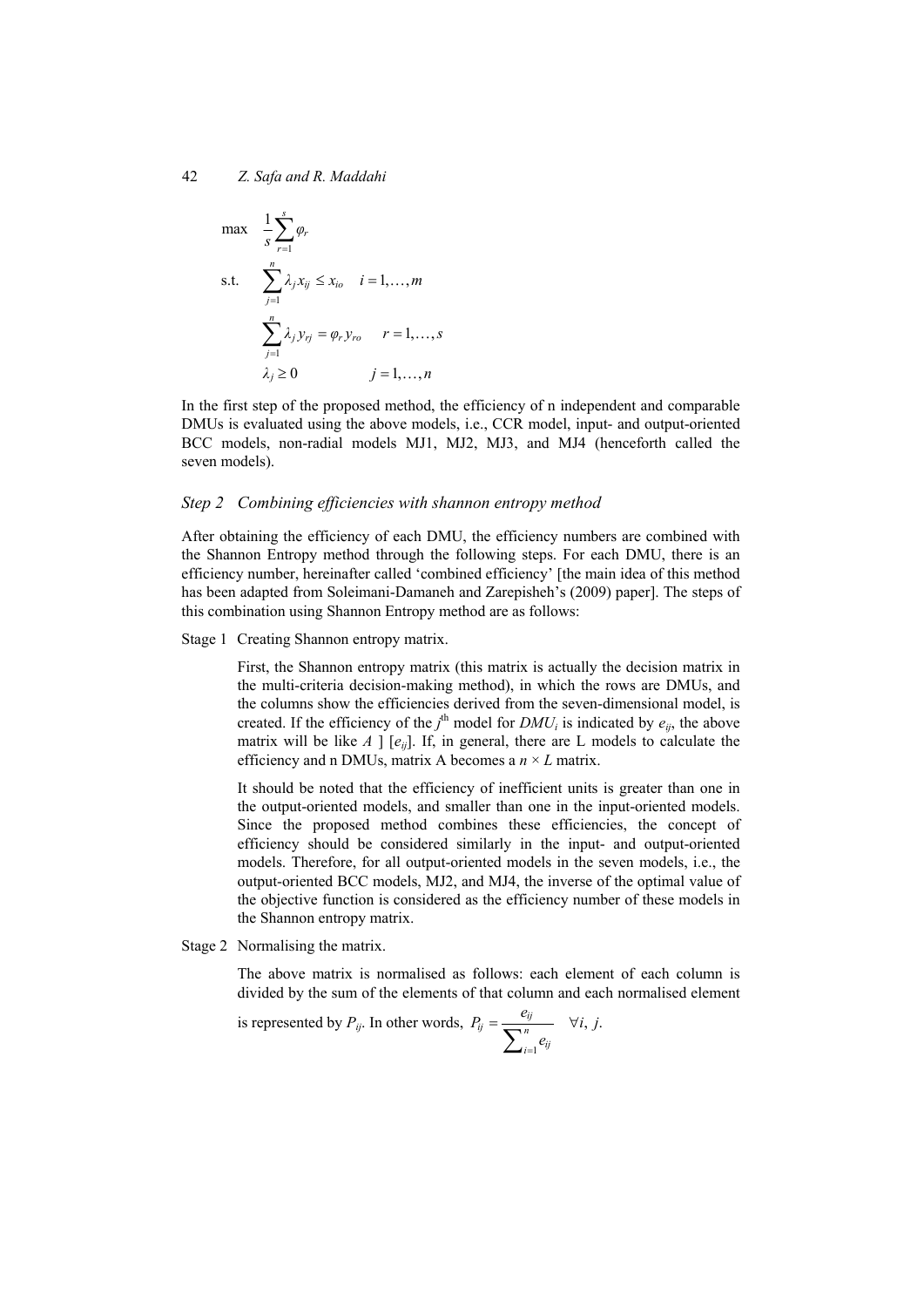$$
\begin{aligned}
\max \quad & \frac{1}{s}\sum_{r=1}^{s} \varphi_r \\
\text{s.t.} \quad & \sum_{j=1}^{n} \lambda_j x_{ij} \le x_{io} \quad i = 1, \ldots, m \\
& \sum_{j=1}^{n} \lambda_j y_{rj} = \varphi_r y_{ro} \quad r = 1, \ldots, s \\
& \lambda_j \ge 0 \qquad\qquad j = 1, \ldots, n
\end{aligned}
$$

In the first step of the proposed method, the efficiency of n independent and comparable DMUs is evaluated using the above models, i.e., CCR model, input- and output-oriented BCC models, non-radial models MJ1, MJ2, MJ3, and MJ4 (henceforth called the seven models).

### *Step 2 Combining efficiencies with shannon entropy method*

After obtaining the efficiency of each DMU, the efficiency numbers are combined with the Shannon Entropy method through the following steps. For each DMU, there is an efficiency number, hereinafter called 'combined efficiency' [the main idea of this method has been adapted from Soleimani-Damaneh and Zarepisheh's (2009) paper]. The steps of this combination using Shannon Entropy method are as follows:

Stage 1 Creating Shannon entropy matrix.

First, the Shannon entropy matrix (this matrix is actually the decision matrix in the multi-criteria decision-making method), in which the rows are DMUs, and the columns show the efficiencies derived from the seven-dimensional model, is created. If the efficiency of the $j^{\text{th}}$ model for $DMU_i$ is indicated by $e_{ij}$, the above matrix will be like $A$ ] $[e_{ij}]$. If, in general, there are L models to calculate the efficiency and n DMUs, matrix A becomes a $n \times L$ matrix.

It should be noted that the efficiency of inefficient units is greater than one in the output-oriented models, and smaller than one in the input-oriented models. Since the proposed method combines these efficiencies, the concept of efficiency should be considered similarly in the input- and output-oriented models. Therefore, for all output-oriented models in the seven models, i.e., the output-oriented BCC models, MJ2, and MJ4, the inverse of the optimal value of the objective function is considered as the efficiency number of these models in the Shannon entropy matrix.

Stage 2 Normalising the matrix.

The above matrix is normalised as follows: each element of each column is divided by the sum of the elements of that column and each normalised element is represented by $P_{ij}$. In other words, $P_{ij} = \frac{e_{ij}}{\sum_{i=1}^{n} e_{ij}} \quad \forall i, j.$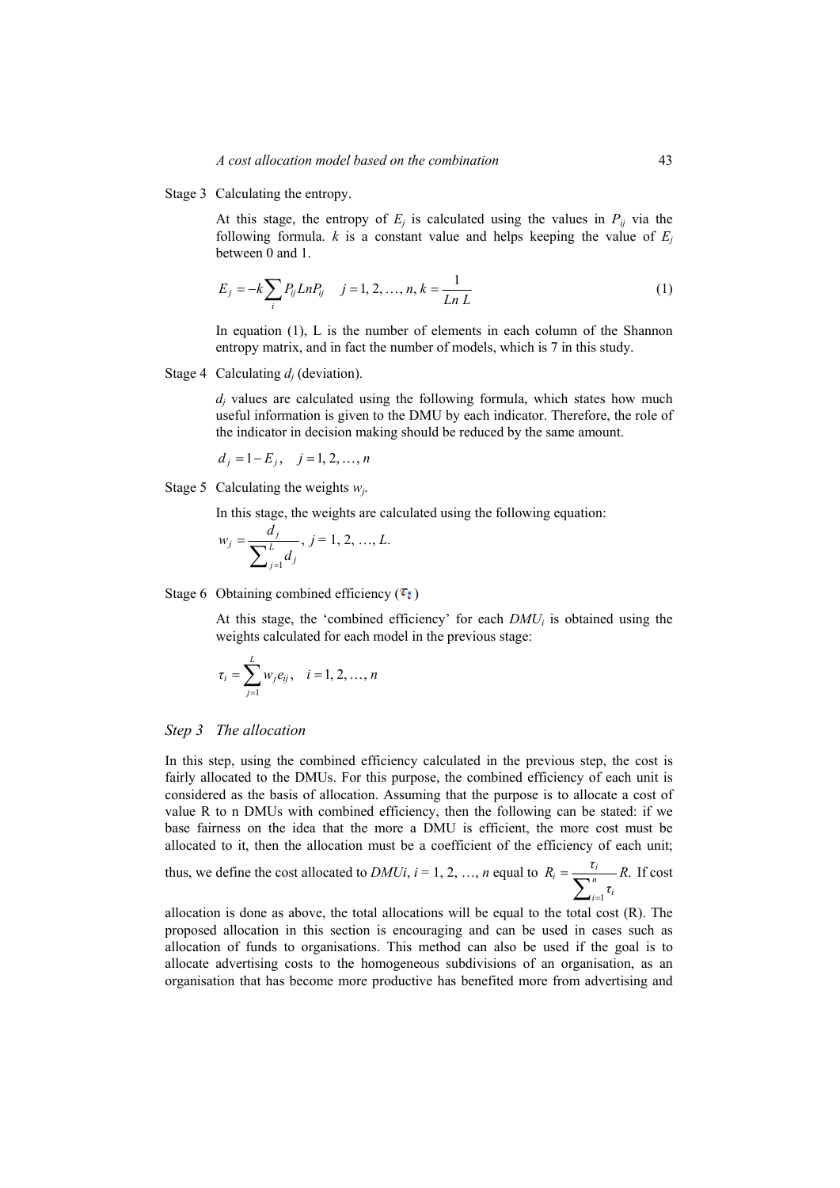Stage 3 Calculating the entropy.

At this stage, the entropy of $E_j$ is calculated using the values in $P_{ij}$ via the following formula. $k$ is a constant value and helps keeping the value of $E_j$ between 0 and 1.

$$E_j = -k \sum_i P_{ij} Ln P_{ij} \quad j = 1, 2, \ldots, n, \ k = \frac{1}{Ln\ L} \tag{1}$$

In equation (1), L is the number of elements in each column of the Shannon entropy matrix, and in fact the number of models, which is 7 in this study.

Stage 4 Calculating $d_j$ (deviation).

$d_j$ values are calculated using the following formula, which states how much useful information is given to the DMU by each indicator. Therefore, the role of the indicator in decision making should be reduced by the same amount.

$$d_j = 1 - E_j, \quad j = 1, 2, \ldots, n$$

Stage 5 Calculating the weights $w_j$.

In this stage, the weights are calculated using the following equation:

$$w_j = \frac{d_j}{\sum_{j=1}^{L} d_j}, \ j = 1, 2, \ldots, L.$$

Stage 6 Obtaining combined efficiency ($\tau_i$)

At this stage, the 'combined efficiency' for each $DMU_i$ is obtained using the weights calculated for each model in the previous stage:

$$\tau_i = \sum_{j=1}^{L} w_j e_{ij}, \quad i = 1, 2, \ldots, n$$

### *Step 3 The allocation*

In this step, using the combined efficiency calculated in the previous step, the cost is fairly allocated to the DMUs. For this purpose, the combined efficiency of each unit is considered as the basis of allocation. Assuming that the purpose is to allocate a cost of value R to n DMUs with combined efficiency, then the following can be stated: if we base fairness on the idea that the more a DMU is efficient, the more cost must be allocated to it, then the allocation must be a coefficient of the efficiency of each unit; thus, we define the cost allocated to $DMUi$, $i = 1, 2, \ldots, n$ equal to $R_i = \frac{\tau_i}{\sum_{i=1}^{n} \tau_i} R$. If cost allocation is done as above, the total allocations will be equal to the total cost (R). The proposed allocation in this section is encouraging and can be used in cases such as allocation of funds to organisations. This method can also be used if the goal is to allocate advertising costs to the homogeneous subdivisions of an organisation, as an organisation that has become more productive has benefited more from advertising and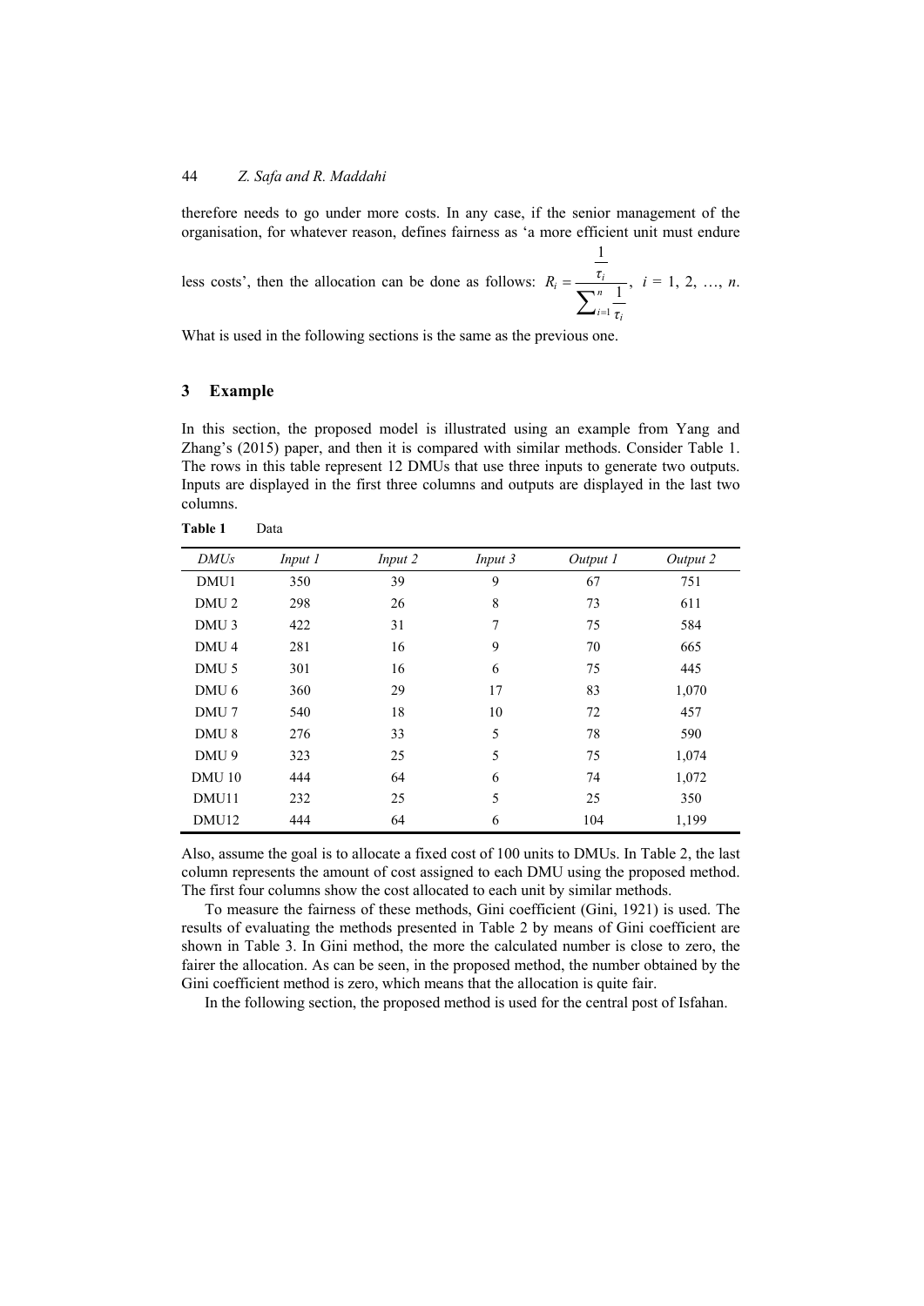therefore needs to go under more costs. In any case, if the senior management of the organisation, for whatever reason, defines fairness as 'a more efficient unit must endure less costs', then the allocation can be done as follows: $R_i = \frac{\frac{1}{\tau_i}}{\sum_{i=1}^{n} \frac{1}{\tau_i}}$, $i = 1, 2, \ldots, n$.

What is used in the following sections is the same as the previous one.

## 3 Example

In this section, the proposed model is illustrated using an example from Yang and Zhang's (2015) paper, and then it is compared with similar methods. Consider Table 1. The rows in this table represent 12 DMUs that use three inputs to generate two outputs. Inputs are displayed in the first three columns and outputs are displayed in the last two columns.

**Table 1** Data

| *DMUs* | *Input 1* | *Input 2* | *Input 3* | *Output 1* | *Output 2* |
|---|---|---|---|---|---|
| DMU1 | 350 | 39 | 9 | 67 | 751 |
| DMU 2 | 298 | 26 | 8 | 73 | 611 |
| DMU 3 | 422 | 31 | 7 | 75 | 584 |
| DMU 4 | 281 | 16 | 9 | 70 | 665 |
| DMU 5 | 301 | 16 | 6 | 75 | 445 |
| DMU 6 | 360 | 29 | 17 | 83 | 1,070 |
| DMU 7 | 540 | 18 | 10 | 72 | 457 |
| DMU 8 | 276 | 33 | 5 | 78 | 590 |
| DMU 9 | 323 | 25 | 5 | 75 | 1,074 |
| DMU 10 | 444 | 64 | 6 | 74 | 1,072 |
| DMU11 | 232 | 25 | 5 | 25 | 350 |
| DMU12 | 444 | 64 | 6 | 104 | 1,199 |

Also, assume the goal is to allocate a fixed cost of 100 units to DMUs. In Table 2, the last column represents the amount of cost assigned to each DMU using the proposed method. The first four columns show the cost allocated to each unit by similar methods.

To measure the fairness of these methods, Gini coefficient (Gini, 1921) is used. The results of evaluating the methods presented in Table 2 by means of Gini coefficient are shown in Table 3. In Gini method, the more the calculated number is close to zero, the fairer the allocation. As can be seen, in the proposed method, the number obtained by the Gini coefficient method is zero, which means that the allocation is quite fair.

In the following section, the proposed method is used for the central post of Isfahan.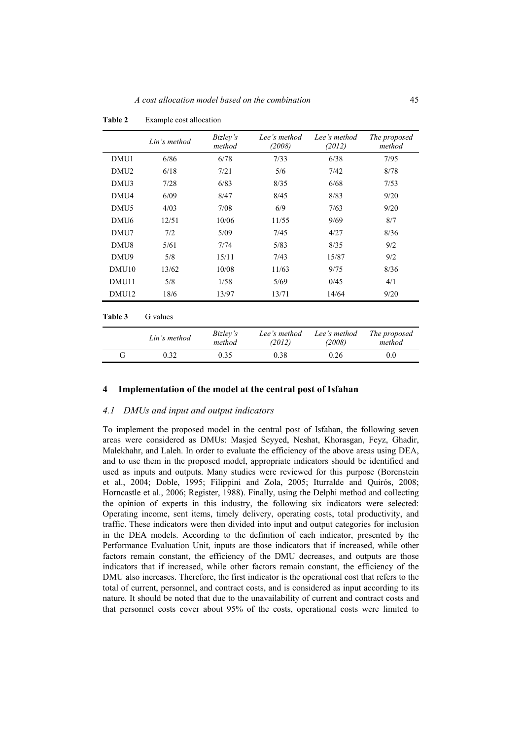**Table 2** Example cost allocation

| | *Lin's method* | *Bizley's method* | *Lee's method (2008)* | *Lee's method (2012)* | *The proposed method* |
|---|---|---|---|---|---|
| DMU1 | 6/86 | 6/78 | 7/33 | 6/38 | 7/95 |
| DMU2 | 6/18 | 7/21 | 5/6 | 7/42 | 8/78 |
| DMU3 | 7/28 | 6/83 | 8/35 | 6/68 | 7/53 |
| DMU4 | 6/09 | 8/47 | 8/45 | 8/83 | 9/20 |
| DMU5 | 4/03 | 7/08 | 6/9 | 7/63 | 9/20 |
| DMU6 | 12/51 | 10/06 | 11/55 | 9/69 | 8/7 |
| DMU7 | 7/2 | 5/09 | 7/45 | 4/27 | 8/36 |
| DMU8 | 5/61 | 7/74 | 5/83 | 8/35 | 9/2 |
| DMU9 | 5/8 | 15/11 | 7/43 | 15/87 | 9/2 |
| DMU10 | 13/62 | 10/08 | 11/63 | 9/75 | 8/36 |
| DMU11 | 5/8 | 1/58 | 5/69 | 0/45 | 4/1 |
| DMU12 | 18/6 | 13/97 | 13/71 | 14/64 | 9/20 |

**Table 3** G values

| | *Lin's method* | *Bizley's method* | *Lee's method (2012)* | *Lee's method (2008)* | *The proposed method* |
|---|---|---|---|---|---|
| G | 0.32 | 0.35 | 0.38 | 0.26 | 0.0 |

## 4 Implementation of the model at the central post of Isfahan

### *4.1 DMUs and input and output indicators*

To implement the proposed model in the central post of Isfahan, the following seven areas were considered as DMUs: Masjed Seyyed, Neshat, Khorasgan, Feyz, Ghadir, Malekhahr, and Laleh. In order to evaluate the efficiency of the above areas using DEA, and to use them in the proposed model, appropriate indicators should be identified and used as inputs and outputs. Many studies were reviewed for this purpose (Borenstein et al., 2004; Doble, 1995; Filippini and Zola, 2005; Iturralde and Quirós, 2008; Horncastle et al., 2006; Register, 1988). Finally, using the Delphi method and collecting the opinion of experts in this industry, the following six indicators were selected: Operating income, sent items, timely delivery, operating costs, total productivity, and traffic. These indicators were then divided into input and output categories for inclusion in the DEA models. According to the definition of each indicator, presented by the Performance Evaluation Unit, inputs are those indicators that if increased, while other factors remain constant, the efficiency of the DMU decreases, and outputs are those indicators that if increased, while other factors remain constant, the efficiency of the DMU also increases. Therefore, the first indicator is the operational cost that refers to the total of current, personnel, and contract costs, and is considered as input according to its nature. It should be noted that due to the unavailability of current and contract costs and that personnel costs cover about 95% of the costs, operational costs were limited to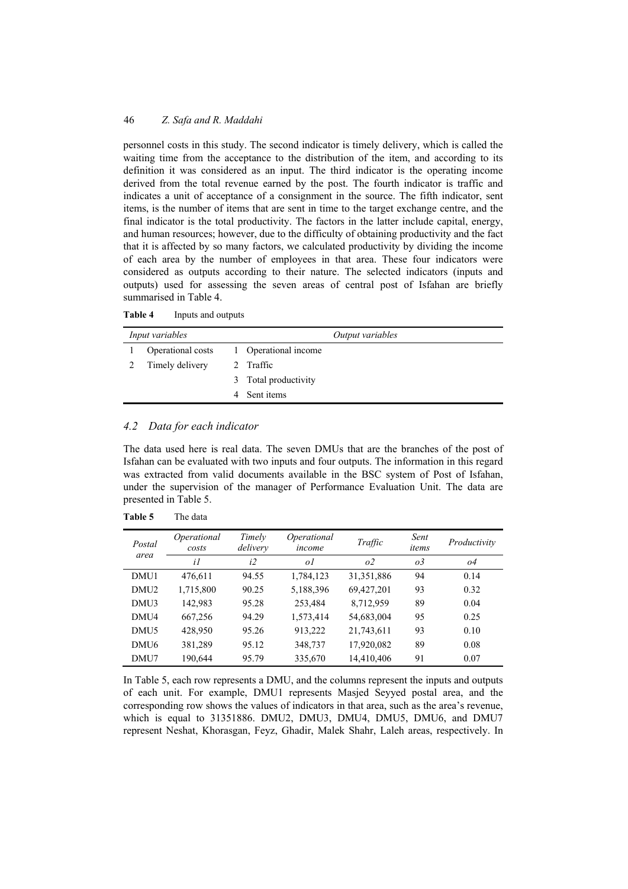personnel costs in this study. The second indicator is timely delivery, which is called the waiting time from the acceptance to the distribution of the item, and according to its definition it was considered as an input. The third indicator is the operating income derived from the total revenue earned by the post. The fourth indicator is traffic and indicates a unit of acceptance of a consignment in the source. The fifth indicator, sent items, is the number of items that are sent in time to the target exchange centre, and the final indicator is the total productivity. The factors in the latter include capital, energy, and human resources; however, due to the difficulty of obtaining productivity and the fact that it is affected by so many factors, we calculated productivity by dividing the income of each area by the number of employees in that area. These four indicators were considered as outputs according to their nature. The selected indicators (inputs and outputs) used for assessing the seven areas of central post of Isfahan are briefly summarised in Table 4.

**Table 4** Inputs and outputs

| *Input variables* | | *Output variables* | |
|---|---|---|---|
| 1 | Operational costs | 1 | Operational income |
| 2 | Timely delivery | 2 | Traffic |
| | | 3 | Total productivity |
| | | 4 | Sent items |

### 4.2 Data for each indicator

The data used here is real data. The seven DMUs that are the branches of the post of Isfahan can be evaluated with two inputs and four outputs. The information in this regard was extracted from valid documents available in the BSC system of Post of Isfahan, under the supervision of the manager of Performance Evaluation Unit. The data are presented in Table 5.

**Table 5** The data

| *Postal area* | *Operational costs* | *Timely delivery* | *Operational income* | *Traffic* | *Sent items* | *Productivity* |
|---|---|---|---|---|---|---|
| | *i1* | *i2* | *o1* | *o2* | *o3* | *o4* |
| DMU1 | 476,611 | 94.55 | 1,784,123 | 31,351,886 | 94 | 0.14 |
| DMU2 | 1,715,800 | 90.25 | 5,188,396 | 69,427,201 | 93 | 0.32 |
| DMU3 | 142,983 | 95.28 | 253,484 | 8,712,959 | 89 | 0.04 |
| DMU4 | 667,256 | 94.29 | 1,573,414 | 54,683,004 | 95 | 0.25 |
| DMU5 | 428,950 | 95.26 | 913,222 | 21,743,611 | 93 | 0.10 |
| DMU6 | 381,289 | 95.12 | 348,737 | 17,920,082 | 89 | 0.08 |
| DMU7 | 190,644 | 95.79 | 335,670 | 14,410,406 | 91 | 0.07 |

In Table 5, each row represents a DMU, and the columns represent the inputs and outputs of each unit. For example, DMU1 represents Masjed Seyyed postal area, and the corresponding row shows the values of indicators in that area, such as the area's revenue, which is equal to 31351886. DMU2, DMU3, DMU4, DMU5, DMU6, and DMU7 represent Neshat, Khorasgan, Feyz, Ghadir, Malek Shahr, Laleh areas, respectively. In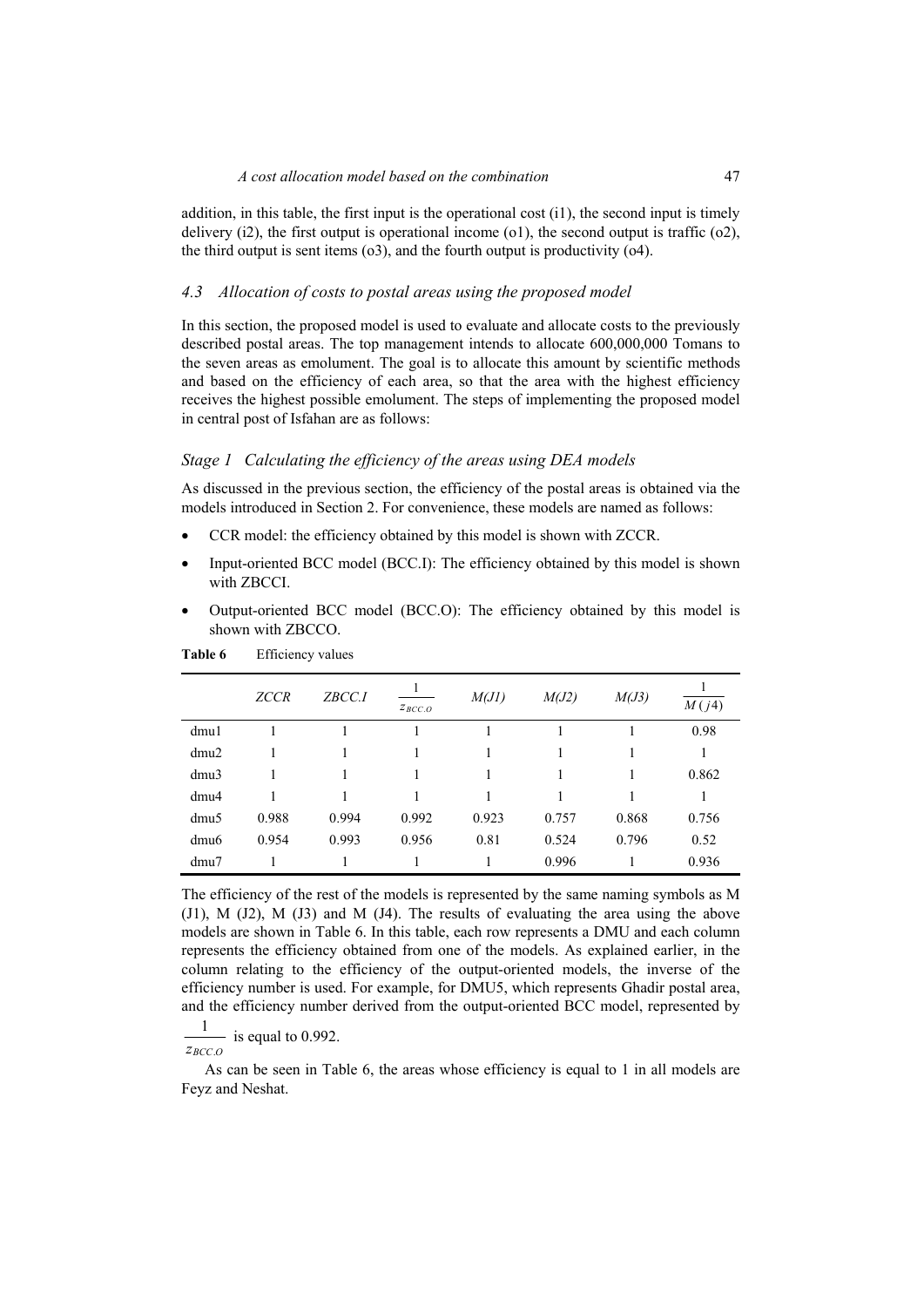addition, in this table, the first input is the operational cost (i1), the second input is timely delivery (i2), the first output is operational income (o1), the second output is traffic (o2), the third output is sent items (o3), and the fourth output is productivity (o4).

### 4.3 Allocation of costs to postal areas using the proposed model

In this section, the proposed model is used to evaluate and allocate costs to the previously described postal areas. The top management intends to allocate 600,000,000 Tomans to the seven areas as emolument. The goal is to allocate this amount by scientific methods and based on the efficiency of each area, so that the area with the highest efficiency receives the highest possible emolument. The steps of implementing the proposed model in central post of Isfahan are as follows:

### *Stage 1 Calculating the efficiency of the areas using DEA models*

As discussed in the previous section, the efficiency of the postal areas is obtained via the models introduced in Section 2. For convenience, these models are named as follows:

- CCR model: the efficiency obtained by this model is shown with ZCCR.
- Input-oriented BCC model (BCC.I): The efficiency obtained by this model is shown with ZBCCI.
- Output-oriented BCC model (BCC.O): The efficiency obtained by this model is shown with ZBCCO.

**Table 6** Efficiency values

| | *ZCCR* | *ZBCC.I* | $\frac{1}{z_{BCC.O}}$ | *M(J1)* | *M(J2)* | *M(J3)* | $\frac{1}{M(j4)}$ |
|---|---|---|---|---|---|---|---|
| dmu1 | 1 | 1 | 1 | 1 | 1 | 1 | 0.98 |
| dmu2 | 1 | 1 | 1 | 1 | 1 | 1 | 1 |
| dmu3 | 1 | 1 | 1 | 1 | 1 | 1 | 0.862 |
| dmu4 | 1 | 1 | 1 | 1 | 1 | 1 | 1 |
| dmu5 | 0.988 | 0.994 | 0.992 | 0.923 | 0.757 | 0.868 | 0.756 |
| dmu6 | 0.954 | 0.993 | 0.956 | 0.81 | 0.524 | 0.796 | 0.52 |
| dmu7 | 1 | 1 | 1 | 1 | 0.996 | 1 | 0.936 |

The efficiency of the rest of the models is represented by the same naming symbols as M (J1), M (J2), M (J3) and M (J4). The results of evaluating the area using the above models are shown in Table 6. In this table, each row represents a DMU and each column represents the efficiency obtained from one of the models. As explained earlier, in the column relating to the efficiency of the output-oriented models, the inverse of the efficiency number is used. For example, for DMU5, which represents Ghadir postal area, and the efficiency number derived from the output-oriented BCC model, represented by $\frac{1}{z_{BCC.O}}$ is equal to 0.992.

As can be seen in Table 6, the areas whose efficiency is equal to 1 in all models are Feyz and Neshat.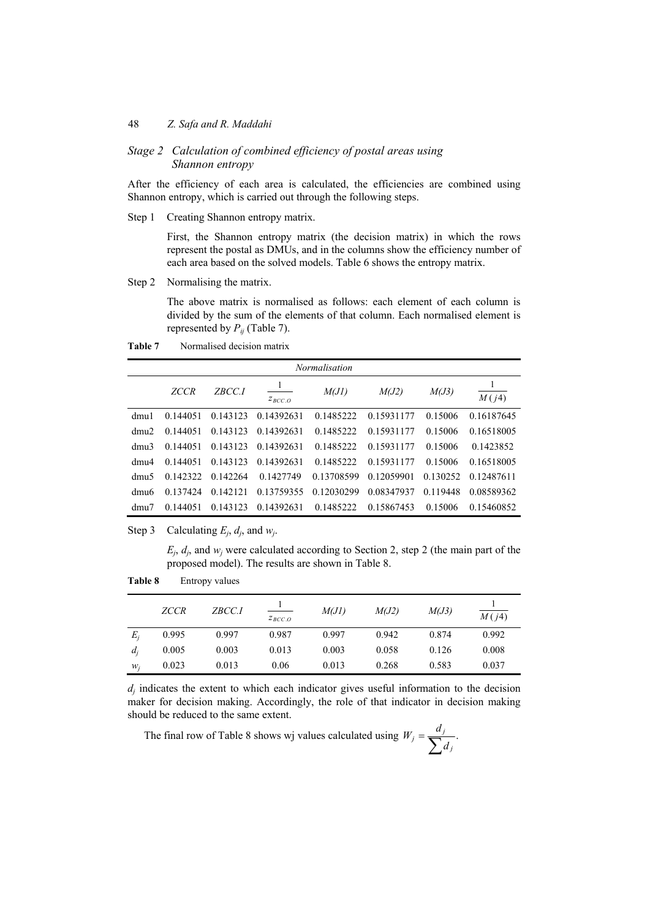## *Stage 2 Calculation of combined efficiency of postal areas using Shannon entropy*

After the efficiency of each area is calculated, the efficiencies are combined using Shannon entropy, which is carried out through the following steps.

Step 1 Creating Shannon entropy matrix.

First, the Shannon entropy matrix (the decision matrix) in which the rows represent the postal as DMUs, and in the columns show the efficiency number of each area based on the solved models. Table 6 shows the entropy matrix.

Step 2 Normalising the matrix.

The above matrix is normalised as follows: each element of each column is divided by the sum of the elements of that column. Each normalised element is represented by $P_{ij}$ (Table 7).

**Table 7** Normalised decision matrix

| | *Normalisation* | | | | | | |
|---|---|---|---|---|---|---|---|
| | *ZCCR* | *ZBCC.I* | $\frac{1}{z_{BCC.O}}$ | *M(J1)* | *M(J2)* | *M(J3)* | $\frac{1}{M(j4)}$ |
| dmu1 | 0.144051 | 0.143123 | 0.14392631 | 0.1485222 | 0.15931177 | 0.15006 | 0.16187645 |
| dmu2 | 0.144051 | 0.143123 | 0.14392631 | 0.1485222 | 0.15931177 | 0.15006 | 0.16518005 |
| dmu3 | 0.144051 | 0.143123 | 0.14392631 | 0.1485222 | 0.15931177 | 0.15006 | 0.1423852 |
| dmu4 | 0.144051 | 0.143123 | 0.14392631 | 0.1485222 | 0.15931177 | 0.15006 | 0.16518005 |
| dmu5 | 0.142322 | 0.142264 | 0.1427749 | 0.13708599 | 0.12059901 | 0.130252 | 0.12487611 |
| dmu6 | 0.137424 | 0.142121 | 0.13759355 | 0.12030299 | 0.08347937 | 0.119448 | 0.08589362 |
| dmu7 | 0.144051 | 0.143123 | 0.14392631 | 0.1485222 | 0.15867453 | 0.15006 | 0.15460852 |

Step 3 Calculating $E_j$, $d_j$, and $w_j$.

$E_j$, $d_j$, and $w_j$ were calculated according to Section 2, step 2 (the main part of the proposed model). The results are shown in Table 8.

**Table 8** Entropy values

| | *ZCCR* | *ZBCC.I* | $\frac{1}{z_{BCC.O}}$ | *M(J1)* | *M(J2)* | *M(J3)* | $\frac{1}{M(j4)}$ |
|---|---|---|---|---|---|---|---|
| $E_j$ | 0.995 | 0.997 | 0.987 | 0.997 | 0.942 | 0.874 | 0.992 |
| $d_j$ | 0.005 | 0.003 | 0.013 | 0.003 | 0.058 | 0.126 | 0.008 |
| $w_j$ | 0.023 | 0.013 | 0.06 | 0.013 | 0.268 | 0.583 | 0.037 |

$d_j$ indicates the extent to which each indicator gives useful information to the decision maker for decision making. Accordingly, the role of that indicator in decision making should be reduced to the same extent.

The final row of Table 8 shows wj values calculated using $W_j = \frac{d_j}{\sum d_j}$.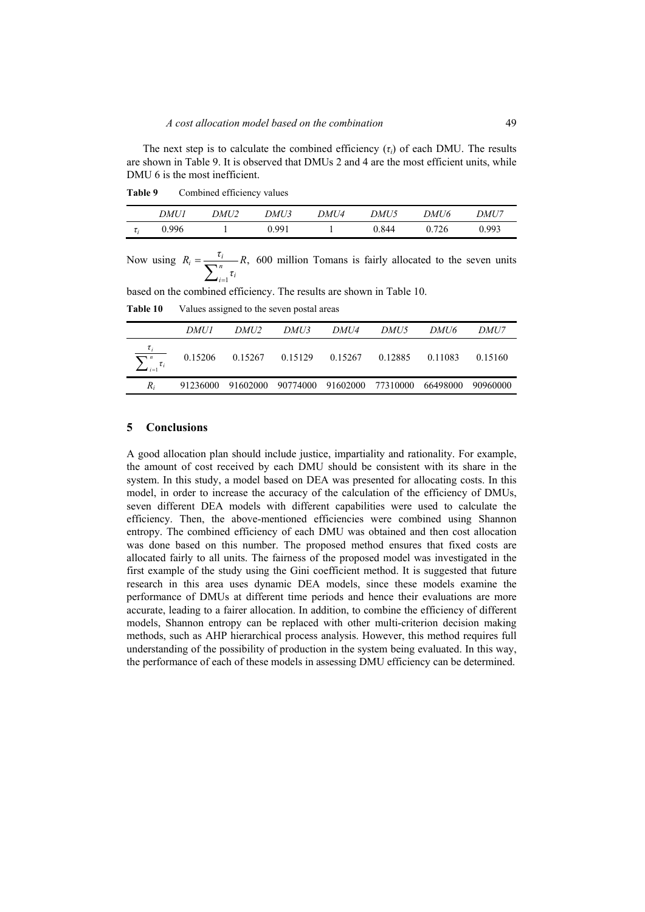The next step is to calculate the combined efficiency ($\tau_i$) of each DMU. The results are shown in Table 9. It is observed that DMUs 2 and 4 are the most efficient units, while DMU 6 is the most inefficient.

**Table 9** Combined efficiency values

| | *DMU1* | *DMU2* | *DMU3* | *DMU4* | *DMU5* | *DMU6* | *DMU7* |
|---|---|---|---|---|---|---|---|
| $\tau_i$ | 0.996 | 1 | 0.991 | 1 | 0.844 | 0.726 | 0.993 |

Now using $R_i = \frac{\tau_i}{\sum_{i=1}^{n} \tau_i} R$, 600 million Tomans is fairly allocated to the seven units based on the combined efficiency. The results are shown in Table 10.

**Table 10** Values assigned to the seven postal areas

| | *DMU1* | *DMU2* | *DMU3* | *DMU4* | *DMU5* | *DMU6* | *DMU7* |
|---|---|---|---|---|---|---|---|
| $\frac{\tau_i}{\sum_{i=1}^{n} \tau_i}$ | 0.15206 | 0.15267 | 0.15129 | 0.15267 | 0.12885 | 0.11083 | 0.15160 |
| $R_i$ | 91236000 | 91602000 | 90774000 | 91602000 | 77310000 | 66498000 | 90960000 |

## 5 Conclusions

A good allocation plan should include justice, impartiality and rationality. For example, the amount of cost received by each DMU should be consistent with its share in the system. In this study, a model based on DEA was presented for allocating costs. In this model, in order to increase the accuracy of the calculation of the efficiency of DMUs, seven different DEA models with different capabilities were used to calculate the efficiency. Then, the above-mentioned efficiencies were combined using Shannon entropy. The combined efficiency of each DMU was obtained and then cost allocation was done based on this number. The proposed method ensures that fixed costs are allocated fairly to all units. The fairness of the proposed model was investigated in the first example of the study using the Gini coefficient method. It is suggested that future research in this area uses dynamic DEA models, since these models examine the performance of DMUs at different time periods and hence their evaluations are more accurate, leading to a fairer allocation. In addition, to combine the efficiency of different models, Shannon entropy can be replaced with other multi-criterion decision making methods, such as AHP hierarchical process analysis. However, this method requires full understanding of the possibility of production in the system being evaluated. In this way, the performance of each of these models in assessing DMU efficiency can be determined.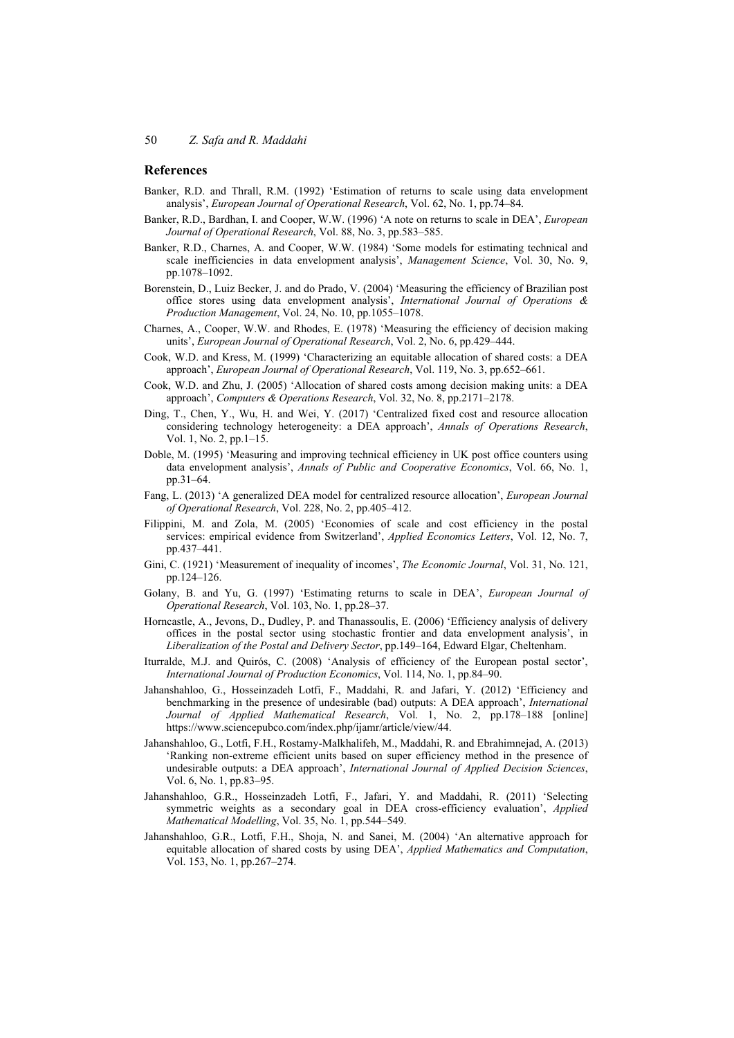## References

Banker, R.D. and Thrall, R.M. (1992) 'Estimation of returns to scale using data envelopment analysis', *European Journal of Operational Research*, Vol. 62, No. 1, pp.74–84.

Banker, R.D., Bardhan, I. and Cooper, W.W. (1996) 'A note on returns to scale in DEA', *European Journal of Operational Research*, Vol. 88, No. 3, pp.583–585.

Banker, R.D., Charnes, A. and Cooper, W.W. (1984) 'Some models for estimating technical and scale inefficiencies in data envelopment analysis', *Management Science*, Vol. 30, No. 9, pp.1078–1092.

Borenstein, D., Luiz Becker, J. and do Prado, V. (2004) 'Measuring the efficiency of Brazilian post office stores using data envelopment analysis', *International Journal of Operations & Production Management*, Vol. 24, No. 10, pp.1055–1078.

Charnes, A., Cooper, W.W. and Rhodes, E. (1978) 'Measuring the efficiency of decision making units', *European Journal of Operational Research*, Vol. 2, No. 6, pp.429–444.

Cook, W.D. and Kress, M. (1999) 'Characterizing an equitable allocation of shared costs: a DEA approach', *European Journal of Operational Research*, Vol. 119, No. 3, pp.652–661.

Cook, W.D. and Zhu, J. (2005) 'Allocation of shared costs among decision making units: a DEA approach', *Computers & Operations Research*, Vol. 32, No. 8, pp.2171–2178.

Ding, T., Chen, Y., Wu, H. and Wei, Y. (2017) 'Centralized fixed cost and resource allocation considering technology heterogeneity: a DEA approach', *Annals of Operations Research*, Vol. 1, No. 2, pp.1–15.

Doble, M. (1995) 'Measuring and improving technical efficiency in UK post office counters using data envelopment analysis', *Annals of Public and Cooperative Economics*, Vol. 66, No. 1, pp.31–64.

Fang, L. (2013) 'A generalized DEA model for centralized resource allocation', *European Journal of Operational Research*, Vol. 228, No. 2, pp.405–412.

Filippini, M. and Zola, M. (2005) 'Economies of scale and cost efficiency in the postal services: empirical evidence from Switzerland', *Applied Economics Letters*, Vol. 12, No. 7, pp.437–441.

Gini, C. (1921) 'Measurement of inequality of incomes', *The Economic Journal*, Vol. 31, No. 121, pp.124–126.

Golany, B. and Yu, G. (1997) 'Estimating returns to scale in DEA', *European Journal of Operational Research*, Vol. 103, No. 1, pp.28–37.

Horncastle, A., Jevons, D., Dudley, P. and Thanassoulis, E. (2006) 'Efficiency analysis of delivery offices in the postal sector using stochastic frontier and data envelopment analysis', in *Liberalization of the Postal and Delivery Sector*, pp.149–164, Edward Elgar, Cheltenham.

Iturralde, M.J. and Quirós, C. (2008) 'Analysis of efficiency of the European postal sector', *International Journal of Production Economics*, Vol. 114, No. 1, pp.84–90.

Jahanshahloo, G., Hosseinzadeh Lotfi, F., Maddahi, R. and Jafari, Y. (2012) 'Efficiency and benchmarking in the presence of undesirable (bad) outputs: A DEA approach', *International Journal of Applied Mathematical Research*, Vol. 1, No. 2, pp.178–188 [online] https://www.sciencepubco.com/index.php/ijamr/article/view/44.

Jahanshahloo, G., Lotfi, F.H., Rostamy-Malkhalifeh, M., Maddahi, R. and Ebrahimnejad, A. (2013) 'Ranking non-extreme efficient units based on super efficiency method in the presence of undesirable outputs: a DEA approach', *International Journal of Applied Decision Sciences*, Vol. 6, No. 1, pp.83–95.

Jahanshahloo, G.R., Hosseinzadeh Lotfi, F., Jafari, Y. and Maddahi, R. (2011) 'Selecting symmetric weights as a secondary goal in DEA cross-efficiency evaluation', *Applied Mathematical Modelling*, Vol. 35, No. 1, pp.544–549.

Jahanshahloo, G.R., Lotfi, F.H., Shoja, N. and Sanei, M. (2004) 'An alternative approach for equitable allocation of shared costs by using DEA', *Applied Mathematics and Computation*, Vol. 153, No. 1, pp.267–274.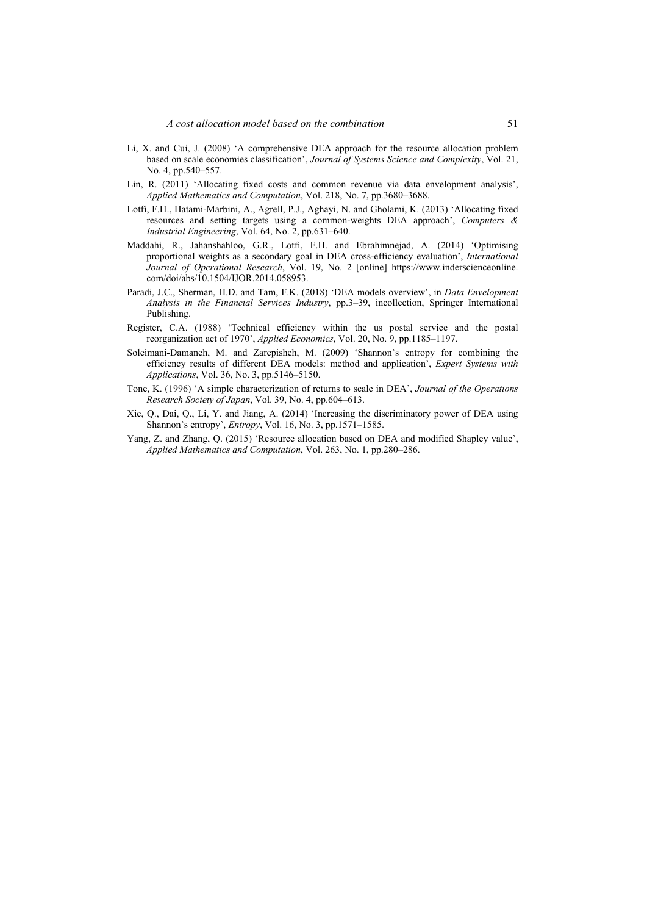Li, X. and Cui, J. (2008) 'A comprehensive DEA approach for the resource allocation problem based on scale economies classification', *Journal of Systems Science and Complexity*, Vol. 21, No. 4, pp.540–557.

Lin, R. (2011) 'Allocating fixed costs and common revenue via data envelopment analysis', *Applied Mathematics and Computation*, Vol. 218, No. 7, pp.3680–3688.

Lotfi, F.H., Hatami-Marbini, A., Agrell, P.J., Aghayi, N. and Gholami, K. (2013) 'Allocating fixed resources and setting targets using a common-weights DEA approach', *Computers & Industrial Engineering*, Vol. 64, No. 2, pp.631–640.

Maddahi, R., Jahanshahloo, G.R., Lotfi, F.H. and Ebrahimnejad, A. (2014) 'Optimising proportional weights as a secondary goal in DEA cross-efficiency evaluation', *International Journal of Operational Research*, Vol. 19, No. 2 [online] https://www.inderscienceonline.com/doi/abs/10.1504/IJOR.2014.058953.

Paradi, J.C., Sherman, H.D. and Tam, F.K. (2018) 'DEA models overview', in *Data Envelopment Analysis in the Financial Services Industry*, pp.3–39, incollection, Springer International Publishing.

Register, C.A. (1988) 'Technical efficiency within the us postal service and the postal reorganization act of 1970', *Applied Economics*, Vol. 20, No. 9, pp.1185–1197.

Soleimani-Damaneh, M. and Zarepisheh, M. (2009) 'Shannon's entropy for combining the efficiency results of different DEA models: method and application', *Expert Systems with Applications*, Vol. 36, No. 3, pp.5146–5150.

Tone, K. (1996) 'A simple characterization of returns to scale in DEA', *Journal of the Operations Research Society of Japan*, Vol. 39, No. 4, pp.604–613.

Xie, Q., Dai, Q., Li, Y. and Jiang, A. (2014) 'Increasing the discriminatory power of DEA using Shannon's entropy', *Entropy*, Vol. 16, No. 3, pp.1571–1585.

Yang, Z. and Zhang, Q. (2015) 'Resource allocation based on DEA and modified Shapley value', *Applied Mathematics and Computation*, Vol. 263, No. 1, pp.280–286.